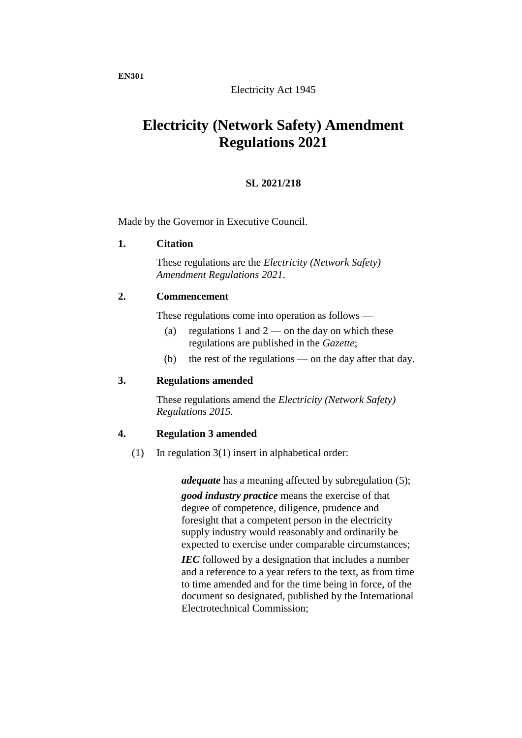EN301

Electricity Act 1945

# Electricity (Network Safety) Amendment Regulations 2021

**SL 2021/218**

Made by the Governor in Executive Council.

## 1. Citation

These regulations are the *Electricity (Network Safety) Amendment Regulations 2021*.

## 2. Commencement

These regulations come into operation as follows —

(a) regulations 1 and 2 — on the day on which these regulations are published in the *Gazette*;

(b) the rest of the regulations — on the day after that day.

## 3. Regulations amended

These regulations amend the *Electricity (Network Safety) Regulations 2015*.

## 4. Regulation 3 amended

(1) In regulation 3(1) insert in alphabetical order:

> ***adequate*** has a meaning affected by subregulation (5);
>
> ***good industry practice*** means the exercise of that degree of competence, diligence, prudence and foresight that a competent person in the electricity supply industry would reasonably and ordinarily be expected to exercise under comparable circumstances;
>
> ***IEC*** followed by a designation that includes a number and a reference to a year refers to the text, as from time to time amended and for the time being in force, of the document so designated, published by the International Electrotechnical Commission;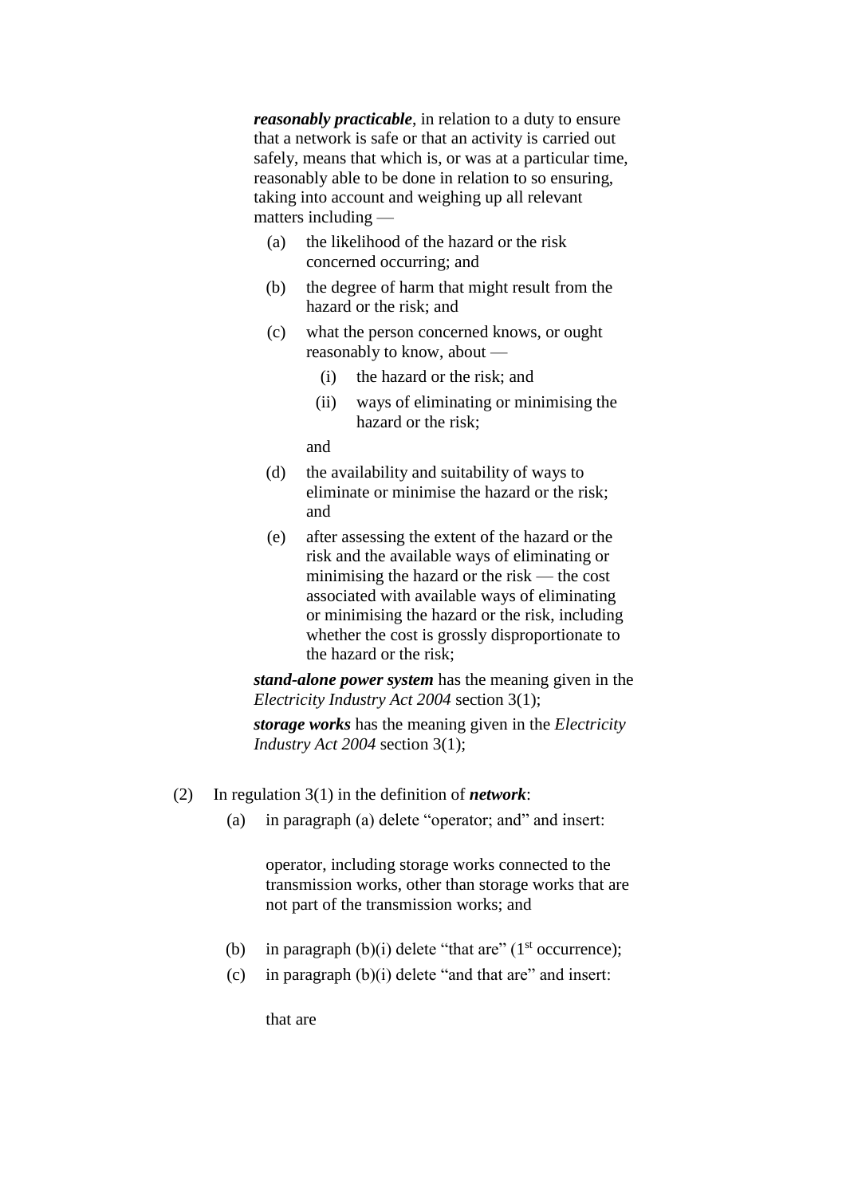***reasonably practicable***, in relation to a duty to ensure that a network is safe or that an activity is carried out safely, means that which is, or was at a particular time, reasonably able to be done in relation to so ensuring, taking into account and weighing up all relevant matters including —

(a) the likelihood of the hazard or the risk concerned occurring; and

(b) the degree of harm that might result from the hazard or the risk; and

(c) what the person concerned knows, or ought reasonably to know, about —

  (i) the hazard or the risk; and

  (ii) ways of eliminating or minimising the hazard or the risk;

and

(d) the availability and suitability of ways to eliminate or minimise the hazard or the risk; and

(e) after assessing the extent of the hazard or the risk and the available ways of eliminating or minimising the hazard or the risk — the cost associated with available ways of eliminating or minimising the hazard or the risk, including whether the cost is grossly disproportionate to the hazard or the risk;

***stand-alone power system*** has the meaning given in the *Electricity Industry Act 2004* section 3(1);

***storage works*** has the meaning given in the *Electricity Industry Act 2004* section 3(1);

(2) In regulation 3(1) in the definition of ***network***:

(a) in paragraph (a) delete “operator; and” and insert:

> operator, including storage works connected to the transmission works, other than storage works that are not part of the transmission works; and

(b) in paragraph (b)(i) delete “that are” (1st occurrence);

(c) in paragraph (b)(i) delete “and that are” and insert:

> that are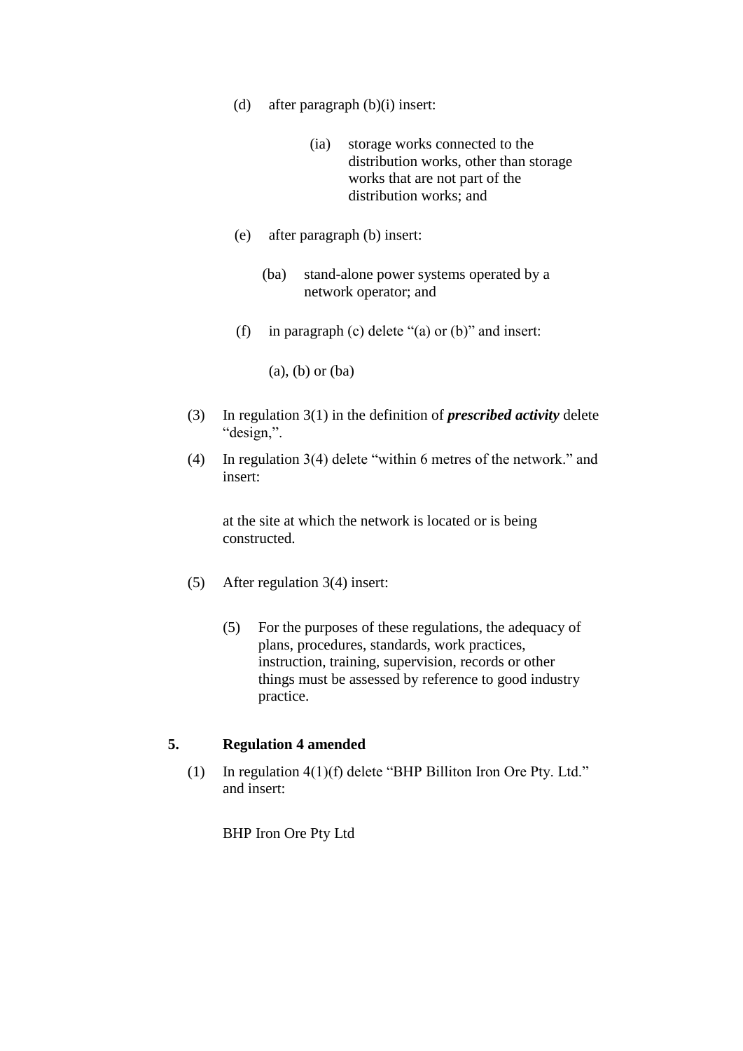(d) after paragraph (b)(i) insert:

> (ia) storage works connected to the distribution works, other than storage works that are not part of the distribution works; and

(e) after paragraph (b) insert:

> (ba) stand-alone power systems operated by a network operator; and

(f) in paragraph (c) delete "(a) or (b)" and insert:

> (a), (b) or (ba)

(3) In regulation 3(1) in the definition of ***prescribed activity*** delete "design,".

(4) In regulation 3(4) delete "within 6 metres of the network." and insert:

> at the site at which the network is located or is being constructed.

(5) After regulation 3(4) insert:

> (5) For the purposes of these regulations, the adequacy of plans, procedures, standards, work practices, instruction, training, supervision, records or other things must be assessed by reference to good industry practice.

## 5. Regulation 4 amended

(1) In regulation 4(1)(f) delete "BHP Billiton Iron Ore Pty. Ltd." and insert:

> BHP Iron Ore Pty Ltd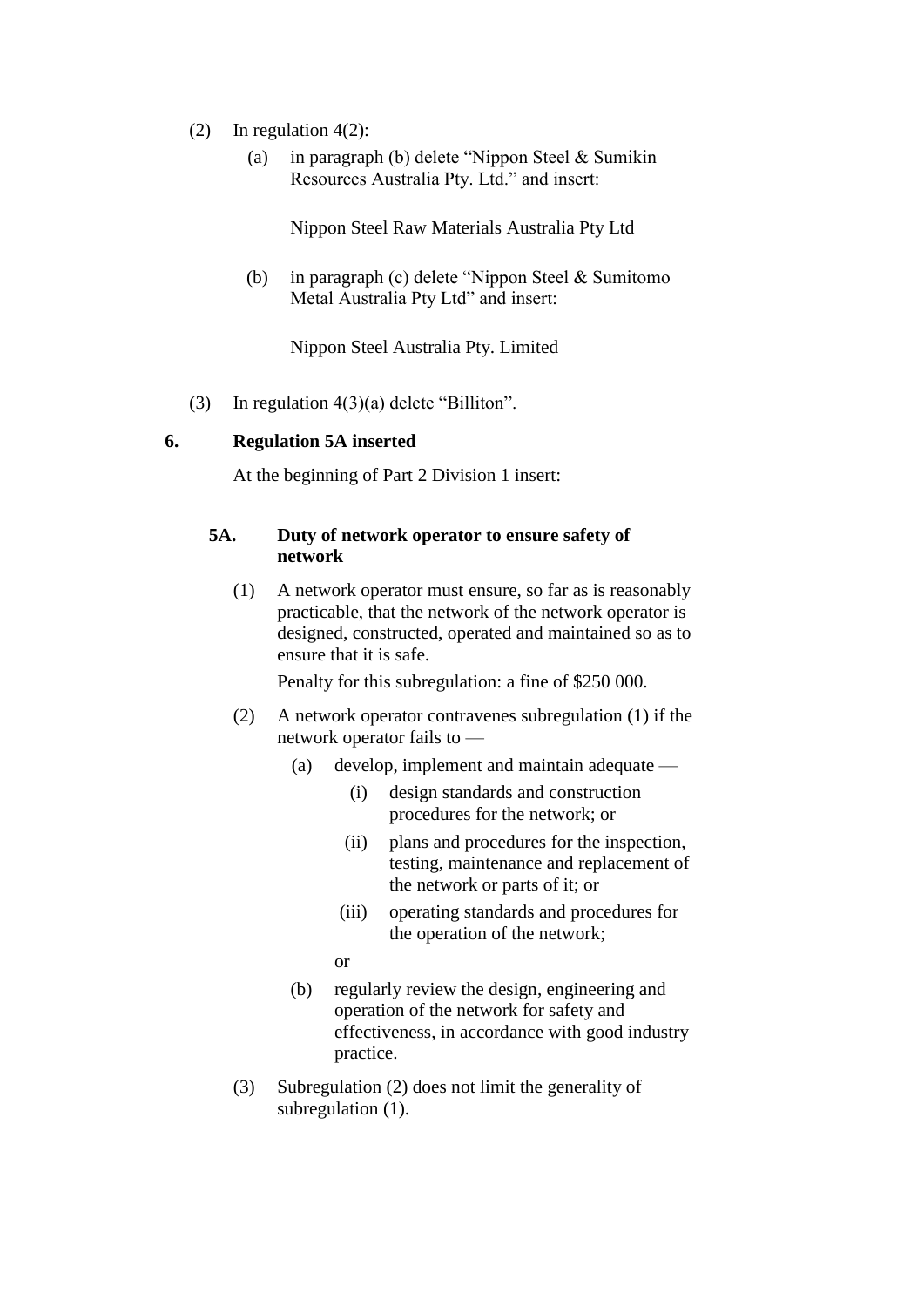(2) In regulation 4(2):

(a) in paragraph (b) delete "Nippon Steel & Sumikin Resources Australia Pty. Ltd." and insert:

Nippon Steel Raw Materials Australia Pty Ltd

(b) in paragraph (c) delete "Nippon Steel & Sumitomo Metal Australia Pty Ltd" and insert:

Nippon Steel Australia Pty. Limited

(3) In regulation 4(3)(a) delete "Billiton".

**6. Regulation 5A inserted**

At the beginning of Part 2 Division 1 insert:

**5A. Duty of network operator to ensure safety of network**

(1) A network operator must ensure, so far as is reasonably practicable, that the network of the network operator is designed, constructed, operated and maintained so as to ensure that it is safe.

Penalty for this subregulation: a fine of $250 000.

(2) A network operator contravenes subregulation (1) if the network operator fails to —

(a) develop, implement and maintain adequate —

(i) design standards and construction procedures for the network; or

(ii) plans and procedures for the inspection, testing, maintenance and replacement of the network or parts of it; or

(iii) operating standards and procedures for the operation of the network;

or

(b) regularly review the design, engineering and operation of the network for safety and effectiveness, in accordance with good industry practice.

(3) Subregulation (2) does not limit the generality of subregulation (1).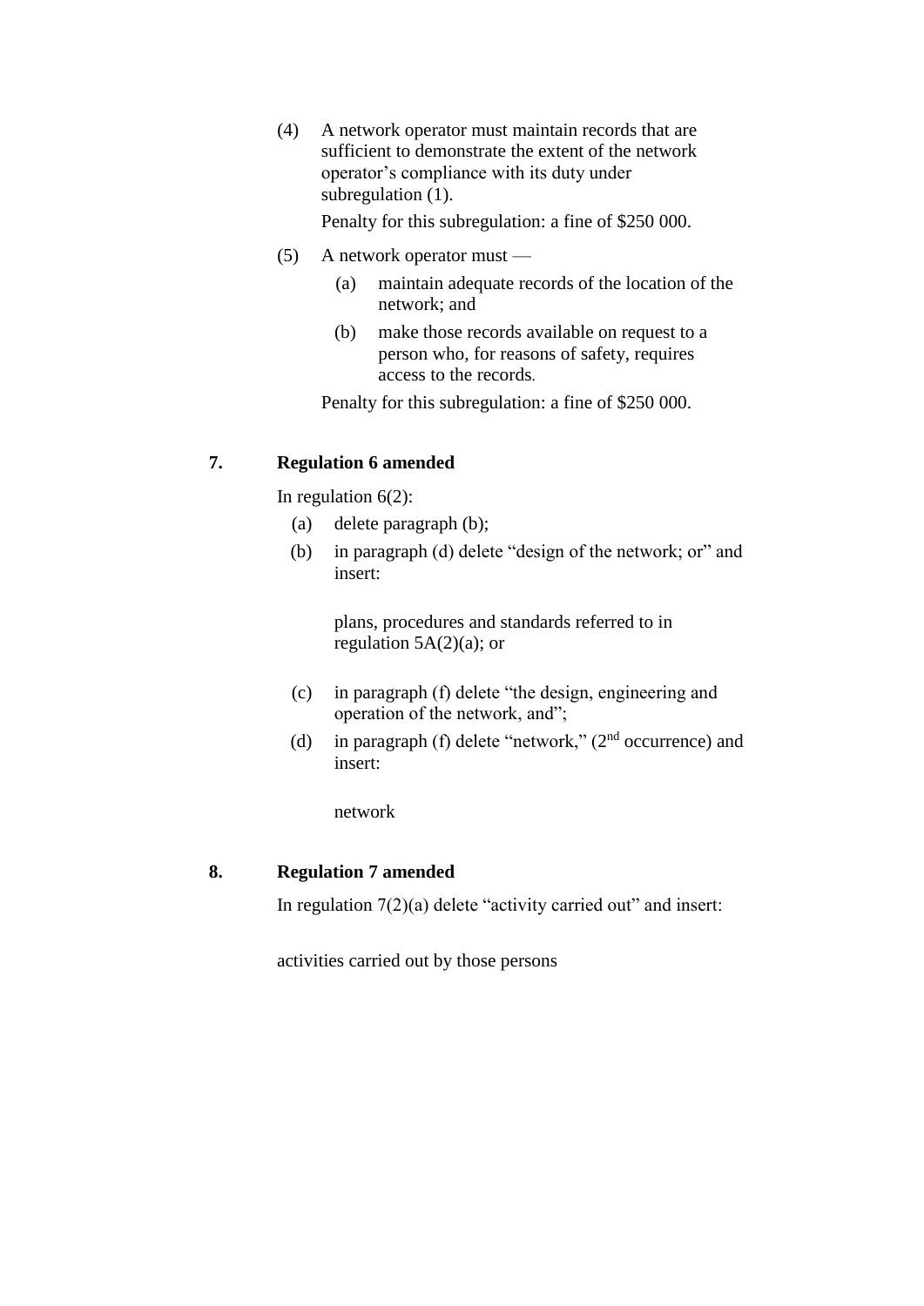(4) A network operator must maintain records that are sufficient to demonstrate the extent of the network operator's compliance with its duty under subregulation (1).

Penalty for this subregulation: a fine of $250 000.

(5) A network operator must —

(a) maintain adequate records of the location of the network; and

(b) make those records available on request to a person who, for reasons of safety, requires access to the records.

Penalty for this subregulation: a fine of $250 000.

### 7. Regulation 6 amended

In regulation 6(2):

(a) delete paragraph (b);

(b) in paragraph (d) delete "design of the network; or" and insert:

plans, procedures and standards referred to in regulation 5A(2)(a); or

(c) in paragraph (f) delete "the design, engineering and operation of the network, and";

(d) in paragraph (f) delete "network," (2nd occurrence) and insert:

network

### 8. Regulation 7 amended

In regulation 7(2)(a) delete "activity carried out" and insert:

activities carried out by those persons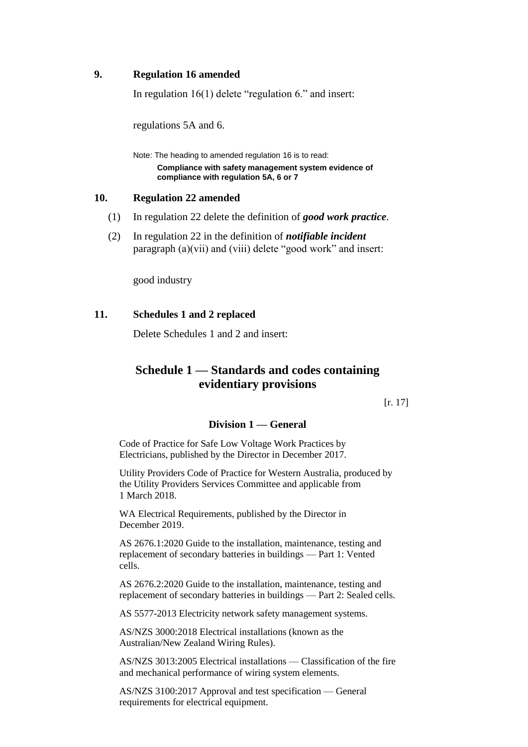**9. Regulation 16 amended**

In regulation 16(1) delete "regulation 6." and insert:

regulations 5A and 6.

Note: The heading to amended regulation 16 is to read:

**Compliance with safety management system evidence of compliance with regulation 5A, 6 or 7**

**10. Regulation 22 amended**

(1) In regulation 22 delete the definition of ***good work practice***.

(2) In regulation 22 in the definition of ***notifiable incident*** paragraph (a)(vii) and (viii) delete "good work" and insert:

good industry

**11. Schedules 1 and 2 replaced**

Delete Schedules 1 and 2 and insert:

## Schedule 1 — Standards and codes containing evidentiary provisions

[r. 17]

### Division 1 — General

Code of Practice for Safe Low Voltage Work Practices by Electricians, published by the Director in December 2017.

Utility Providers Code of Practice for Western Australia, produced by the Utility Providers Services Committee and applicable from 1 March 2018.

WA Electrical Requirements, published by the Director in December 2019.

AS 2676.1:2020 Guide to the installation, maintenance, testing and replacement of secondary batteries in buildings — Part 1: Vented cells.

AS 2676.2:2020 Guide to the installation, maintenance, testing and replacement of secondary batteries in buildings — Part 2: Sealed cells.

AS 5577-2013 Electricity network safety management systems.

AS/NZS 3000:2018 Electrical installations (known as the Australian/New Zealand Wiring Rules).

AS/NZS 3013:2005 Electrical installations — Classification of the fire and mechanical performance of wiring system elements.

AS/NZS 3100:2017 Approval and test specification — General requirements for electrical equipment.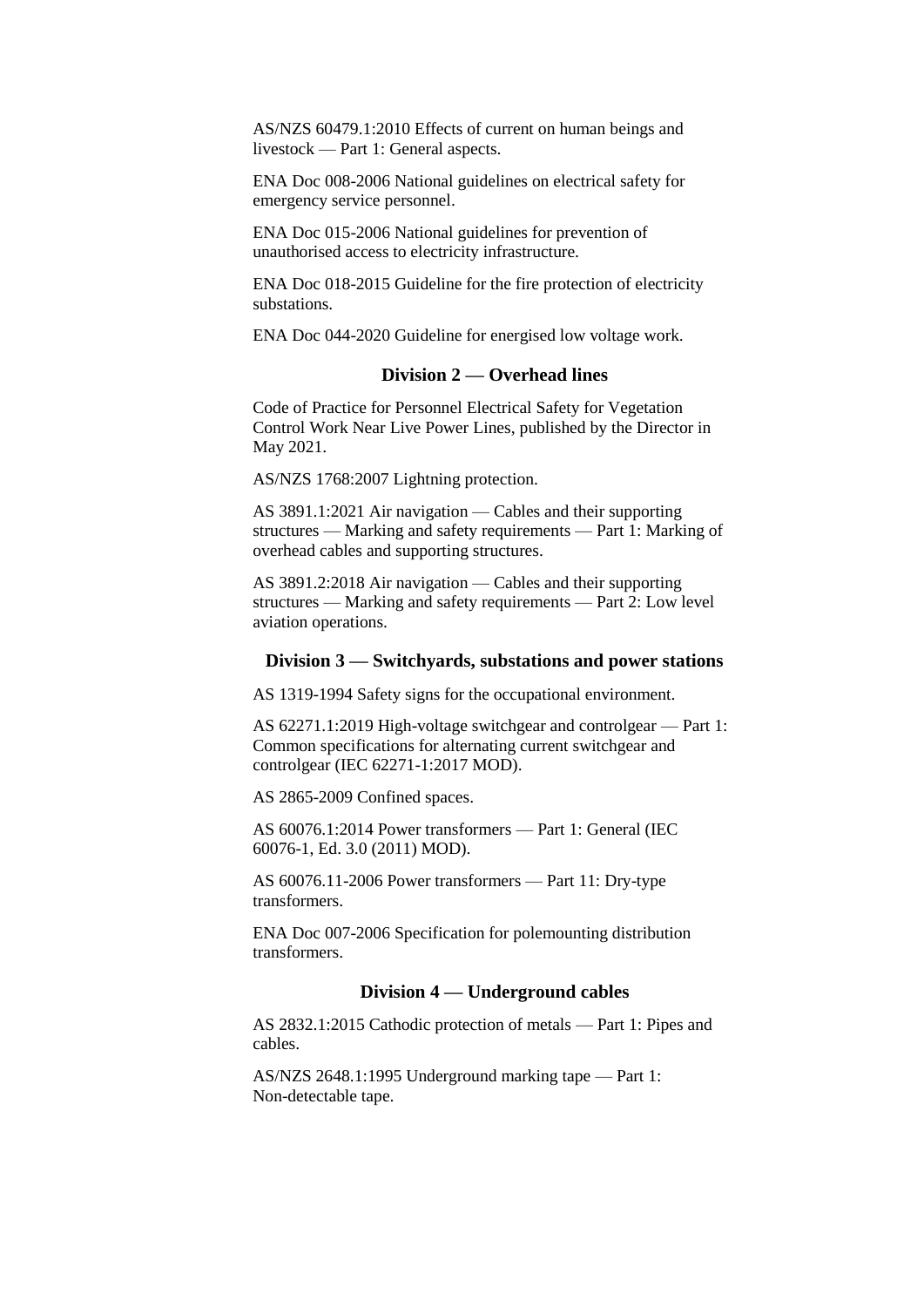AS/NZS 60479.1:2010 Effects of current on human beings and livestock — Part 1: General aspects.

ENA Doc 008-2006 National guidelines on electrical safety for emergency service personnel.

ENA Doc 015-2006 National guidelines for prevention of unauthorised access to electricity infrastructure.

ENA Doc 018-2015 Guideline for the fire protection of electricity substations.

ENA Doc 044-2020 Guideline for energised low voltage work.

### Division 2 — Overhead lines

Code of Practice for Personnel Electrical Safety for Vegetation Control Work Near Live Power Lines, published by the Director in May 2021.

AS/NZS 1768:2007 Lightning protection.

AS 3891.1:2021 Air navigation — Cables and their supporting structures — Marking and safety requirements — Part 1: Marking of overhead cables and supporting structures.

AS 3891.2:2018 Air navigation — Cables and their supporting structures — Marking and safety requirements — Part 2: Low level aviation operations.

### Division 3 — Switchyards, substations and power stations

AS 1319-1994 Safety signs for the occupational environment.

AS 62271.1:2019 High-voltage switchgear and controlgear — Part 1: Common specifications for alternating current switchgear and controlgear (IEC 62271-1:2017 MOD).

AS 2865-2009 Confined spaces.

AS 60076.1:2014 Power transformers — Part 1: General (IEC 60076-1, Ed. 3.0 (2011) MOD).

AS 60076.11-2006 Power transformers — Part 11: Dry-type transformers.

ENA Doc 007-2006 Specification for polemounting distribution transformers.

### Division 4 — Underground cables

AS 2832.1:2015 Cathodic protection of metals — Part 1: Pipes and cables.

AS/NZS 2648.1:1995 Underground marking tape — Part 1: Non-detectable tape.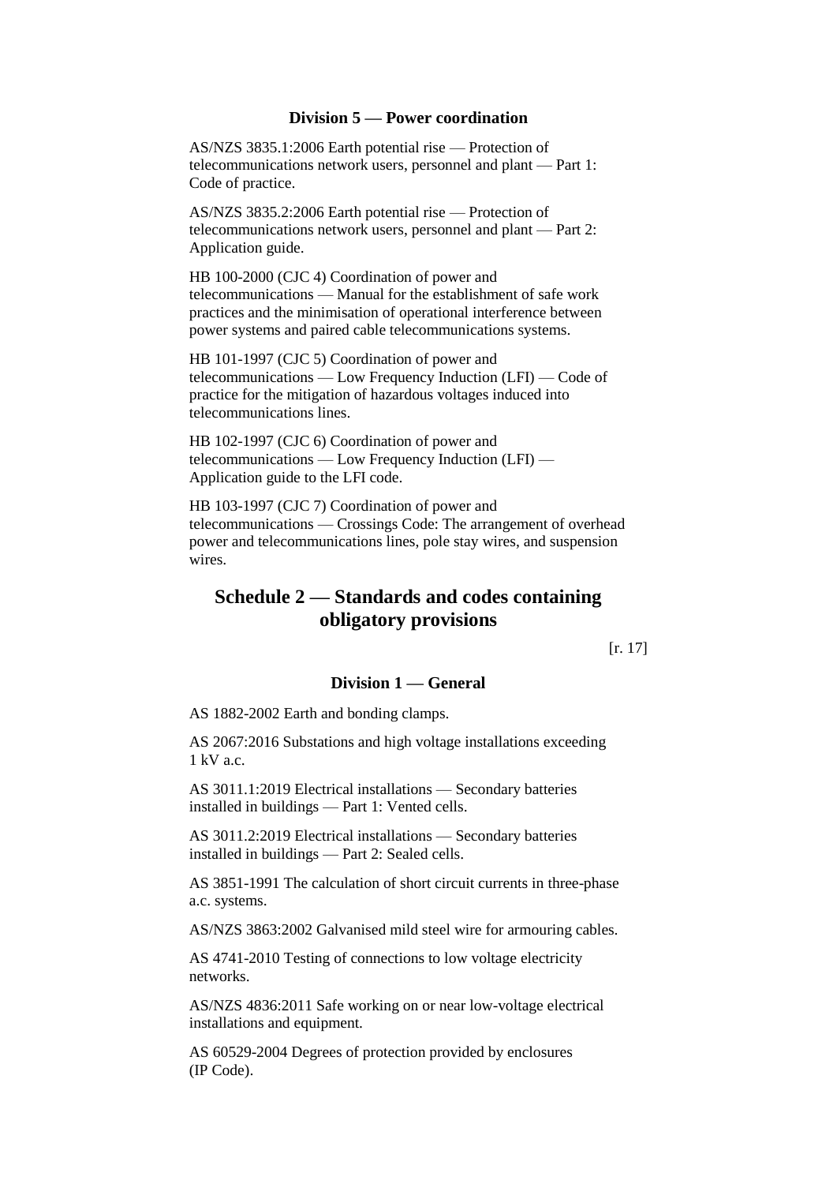### Division 5 — Power coordination

AS/NZS 3835.1:2006 Earth potential rise — Protection of telecommunications network users, personnel and plant — Part 1: Code of practice.

AS/NZS 3835.2:2006 Earth potential rise — Protection of telecommunications network users, personnel and plant — Part 2: Application guide.

HB 100-2000 (CJC 4) Coordination of power and telecommunications — Manual for the establishment of safe work practices and the minimisation of operational interference between power systems and paired cable telecommunications systems.

HB 101-1997 (CJC 5) Coordination of power and telecommunications — Low Frequency Induction (LFI) — Code of practice for the mitigation of hazardous voltages induced into telecommunications lines.

HB 102-1997 (CJC 6) Coordination of power and telecommunications — Low Frequency Induction (LFI) — Application guide to the LFI code.

HB 103-1997 (CJC 7) Coordination of power and telecommunications — Crossings Code: The arrangement of overhead power and telecommunications lines, pole stay wires, and suspension wires.

## Schedule 2 — Standards and codes containing obligatory provisions

[r. 17]

### Division 1 — General

AS 1882-2002 Earth and bonding clamps.

AS 2067:2016 Substations and high voltage installations exceeding 1 kV a.c.

AS 3011.1:2019 Electrical installations — Secondary batteries installed in buildings — Part 1: Vented cells.

AS 3011.2:2019 Electrical installations — Secondary batteries installed in buildings — Part 2: Sealed cells.

AS 3851-1991 The calculation of short circuit currents in three-phase a.c. systems.

AS/NZS 3863:2002 Galvanised mild steel wire for armouring cables.

AS 4741-2010 Testing of connections to low voltage electricity networks.

AS/NZS 4836:2011 Safe working on or near low-voltage electrical installations and equipment.

AS 60529-2004 Degrees of protection provided by enclosures (IP Code).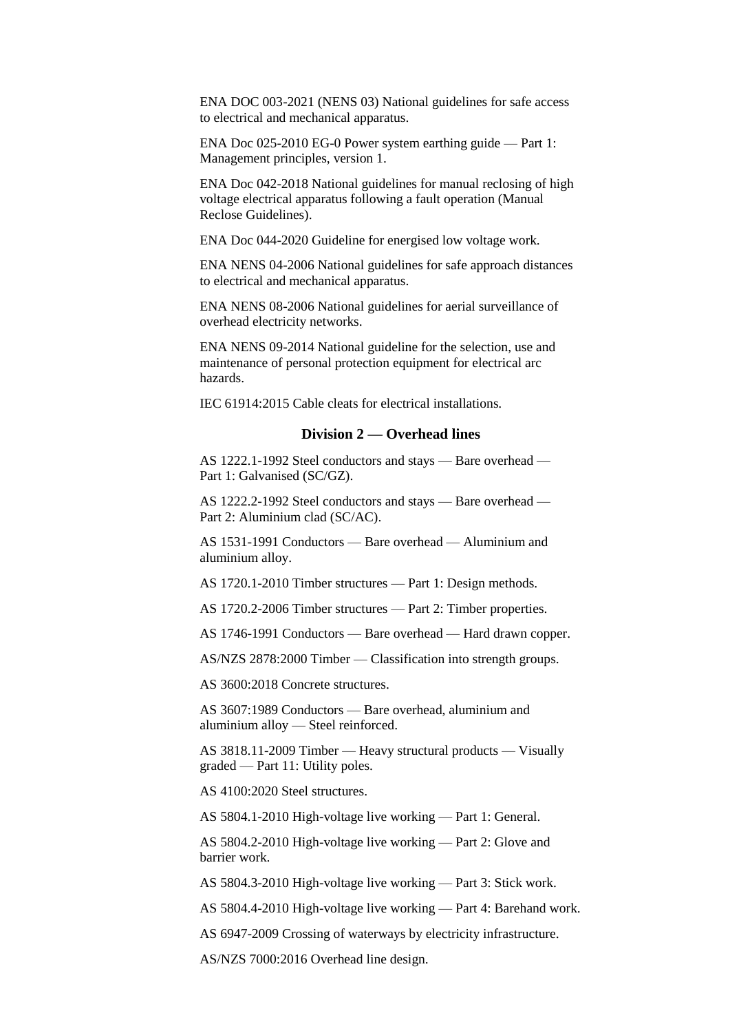ENA DOC 003-2021 (NENS 03) National guidelines for safe access to electrical and mechanical apparatus.

ENA Doc 025-2010 EG-0 Power system earthing guide — Part 1: Management principles, version 1.

ENA Doc 042-2018 National guidelines for manual reclosing of high voltage electrical apparatus following a fault operation (Manual Reclose Guidelines).

ENA Doc 044-2020 Guideline for energised low voltage work.

ENA NENS 04-2006 National guidelines for safe approach distances to electrical and mechanical apparatus.

ENA NENS 08-2006 National guidelines for aerial surveillance of overhead electricity networks.

ENA NENS 09-2014 National guideline for the selection, use and maintenance of personal protection equipment for electrical arc hazards.

IEC 61914:2015 Cable cleats for electrical installations.

### Division 2 — Overhead lines

AS 1222.1-1992 Steel conductors and stays — Bare overhead — Part 1: Galvanised (SC/GZ).

AS 1222.2-1992 Steel conductors and stays — Bare overhead — Part 2: Aluminium clad (SC/AC).

AS 1531-1991 Conductors — Bare overhead — Aluminium and aluminium alloy.

AS 1720.1-2010 Timber structures — Part 1: Design methods.

AS 1720.2-2006 Timber structures — Part 2: Timber properties.

AS 1746-1991 Conductors — Bare overhead — Hard drawn copper.

AS/NZS 2878:2000 Timber — Classification into strength groups.

AS 3600:2018 Concrete structures.

AS 3607:1989 Conductors — Bare overhead, aluminium and aluminium alloy — Steel reinforced.

AS 3818.11-2009 Timber — Heavy structural products — Visually graded — Part 11: Utility poles.

AS 4100:2020 Steel structures.

AS 5804.1-2010 High-voltage live working — Part 1: General.

AS 5804.2-2010 High-voltage live working — Part 2: Glove and barrier work.

AS 5804.3-2010 High-voltage live working — Part 3: Stick work.

AS 5804.4-2010 High-voltage live working — Part 4: Barehand work.

AS 6947-2009 Crossing of waterways by electricity infrastructure.

AS/NZS 7000:2016 Overhead line design.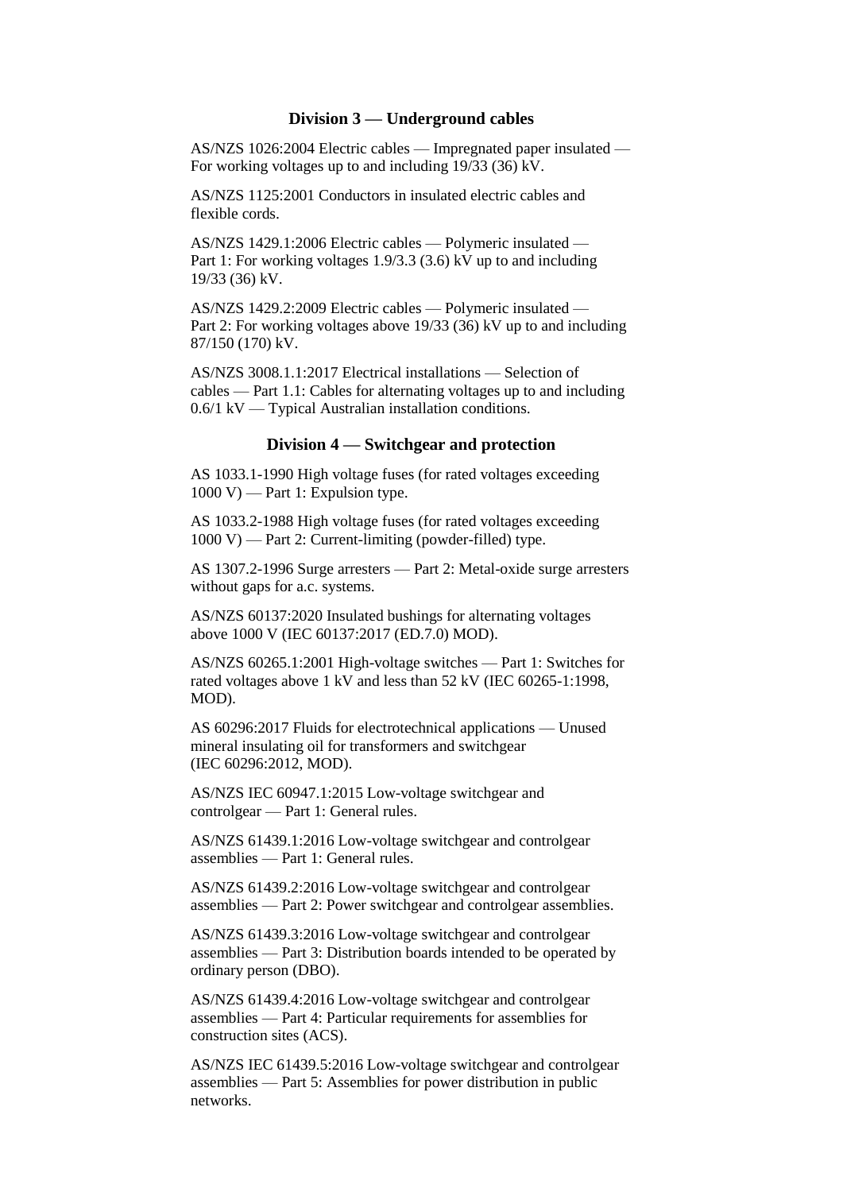### Division 3 — Underground cables

AS/NZS 1026:2004 Electric cables — Impregnated paper insulated — For working voltages up to and including 19/33 (36) kV.

AS/NZS 1125:2001 Conductors in insulated electric cables and flexible cords.

AS/NZS 1429.1:2006 Electric cables — Polymeric insulated — Part 1: For working voltages 1.9/3.3 (3.6) kV up to and including 19/33 (36) kV.

AS/NZS 1429.2:2009 Electric cables — Polymeric insulated — Part 2: For working voltages above 19/33 (36) kV up to and including 87/150 (170) kV.

AS/NZS 3008.1.1:2017 Electrical installations — Selection of cables — Part 1.1: Cables for alternating voltages up to and including 0.6/1 kV — Typical Australian installation conditions.

### Division 4 — Switchgear and protection

AS 1033.1-1990 High voltage fuses (for rated voltages exceeding 1000 V) — Part 1: Expulsion type.

AS 1033.2-1988 High voltage fuses (for rated voltages exceeding 1000 V) — Part 2: Current-limiting (powder-filled) type.

AS 1307.2-1996 Surge arresters — Part 2: Metal-oxide surge arresters without gaps for a.c. systems.

AS/NZS 60137:2020 Insulated bushings for alternating voltages above 1000 V (IEC 60137:2017 (ED.7.0) MOD).

AS/NZS 60265.1:2001 High-voltage switches — Part 1: Switches for rated voltages above 1 kV and less than 52 kV (IEC 60265-1:1998, MOD).

AS 60296:2017 Fluids for electrotechnical applications — Unused mineral insulating oil for transformers and switchgear (IEC 60296:2012, MOD).

AS/NZS IEC 60947.1:2015 Low-voltage switchgear and controlgear — Part 1: General rules.

AS/NZS 61439.1:2016 Low-voltage switchgear and controlgear assemblies — Part 1: General rules.

AS/NZS 61439.2:2016 Low-voltage switchgear and controlgear assemblies — Part 2: Power switchgear and controlgear assemblies.

AS/NZS 61439.3:2016 Low-voltage switchgear and controlgear assemblies — Part 3: Distribution boards intended to be operated by ordinary person (DBO).

AS/NZS 61439.4:2016 Low-voltage switchgear and controlgear assemblies — Part 4: Particular requirements for assemblies for construction sites (ACS).

AS/NZS IEC 61439.5:2016 Low-voltage switchgear and controlgear assemblies — Part 5: Assemblies for power distribution in public networks.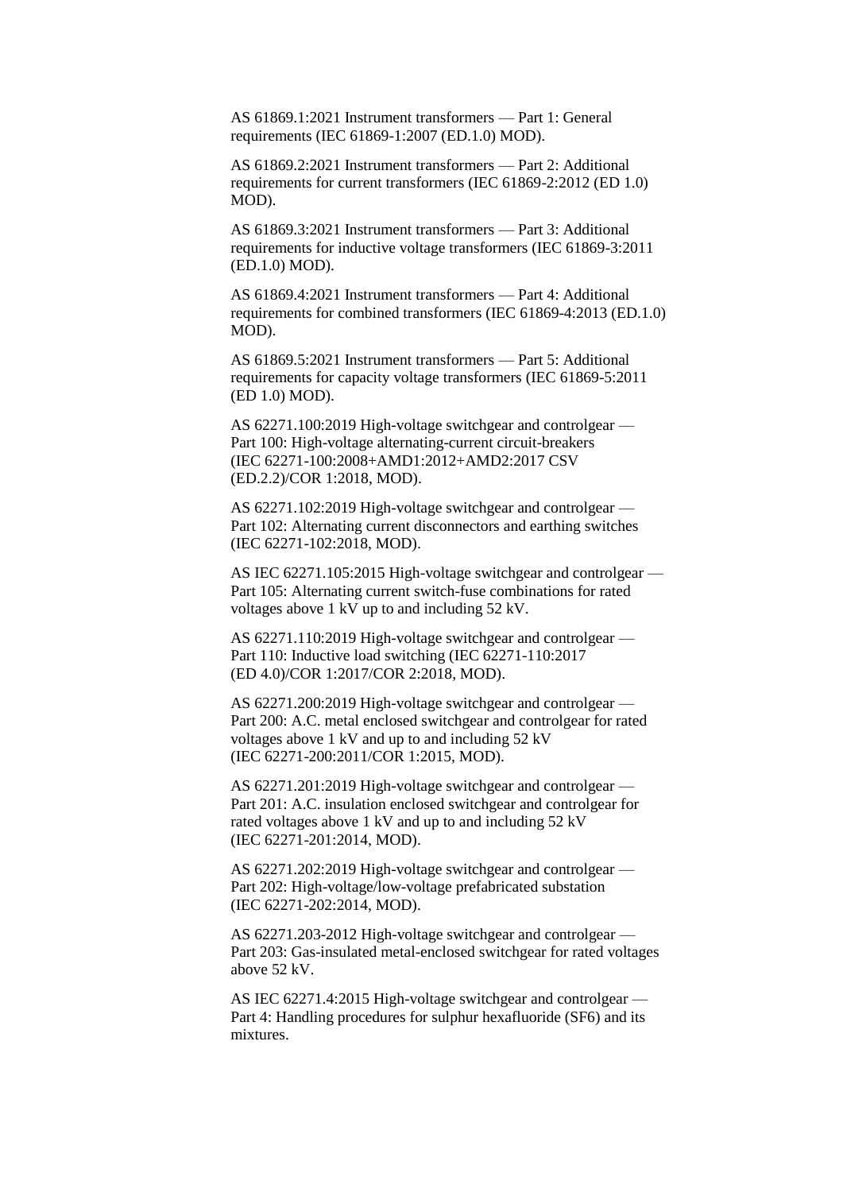AS 61869.1:2021 Instrument transformers — Part 1: General requirements (IEC 61869-1:2007 (ED.1.0) MOD).

AS 61869.2:2021 Instrument transformers — Part 2: Additional requirements for current transformers (IEC 61869-2:2012 (ED 1.0) MOD).

AS 61869.3:2021 Instrument transformers — Part 3: Additional requirements for inductive voltage transformers (IEC 61869-3:2011 (ED.1.0) MOD).

AS 61869.4:2021 Instrument transformers — Part 4: Additional requirements for combined transformers (IEC 61869-4:2013 (ED.1.0) MOD).

AS 61869.5:2021 Instrument transformers — Part 5: Additional requirements for capacity voltage transformers (IEC 61869-5:2011 (ED 1.0) MOD).

AS 62271.100:2019 High-voltage switchgear and controlgear — Part 100: High-voltage alternating-current circuit-breakers (IEC 62271-100:2008+AMD1:2012+AMD2:2017 CSV (ED.2.2)/COR 1:2018, MOD).

AS 62271.102:2019 High-voltage switchgear and controlgear — Part 102: Alternating current disconnectors and earthing switches (IEC 62271-102:2018, MOD).

AS IEC 62271.105:2015 High-voltage switchgear and controlgear — Part 105: Alternating current switch-fuse combinations for rated voltages above 1 kV up to and including 52 kV.

AS 62271.110:2019 High-voltage switchgear and controlgear — Part 110: Inductive load switching (IEC 62271-110:2017 (ED 4.0)/COR 1:2017/COR 2:2018, MOD).

AS 62271.200:2019 High-voltage switchgear and controlgear — Part 200: A.C. metal enclosed switchgear and controlgear for rated voltages above 1 kV and up to and including 52 kV (IEC 62271-200:2011/COR 1:2015, MOD).

AS 62271.201:2019 High-voltage switchgear and controlgear — Part 201: A.C. insulation enclosed switchgear and controlgear for rated voltages above 1 kV and up to and including 52 kV (IEC 62271-201:2014, MOD).

AS 62271.202:2019 High-voltage switchgear and controlgear — Part 202: High-voltage/low-voltage prefabricated substation (IEC 62271-202:2014, MOD).

AS 62271.203-2012 High-voltage switchgear and controlgear — Part 203: Gas-insulated metal-enclosed switchgear for rated voltages above 52 kV.

AS IEC 62271.4:2015 High-voltage switchgear and controlgear — Part 4: Handling procedures for sulphur hexafluoride (SF6) and its mixtures.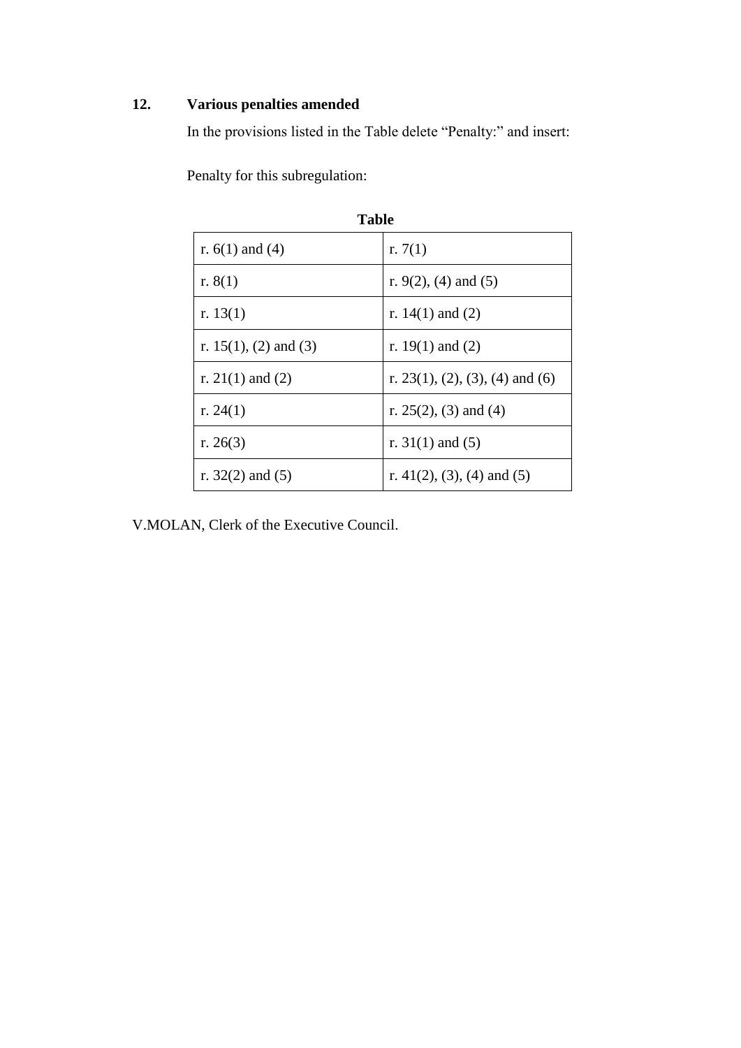## 12. Various penalties amended

In the provisions listed in the Table delete "Penalty:" and insert:

Penalty for this subregulation:

**Table**

| | |
|---|---|
| r. 6(1) and (4) | r. 7(1) |
| r. 8(1) | r. 9(2), (4) and (5) |
| r. 13(1) | r. 14(1) and (2) |
| r. 15(1), (2) and (3) | r. 19(1) and (2) |
| r. 21(1) and (2) | r. 23(1), (2), (3), (4) and (6) |
| r. 24(1) | r. 25(2), (3) and (4) |
| r. 26(3) | r. 31(1) and (5) |
| r. 32(2) and (5) | r. 41(2), (3), (4) and (5) |

V.MOLAN, Clerk of the Executive Council.